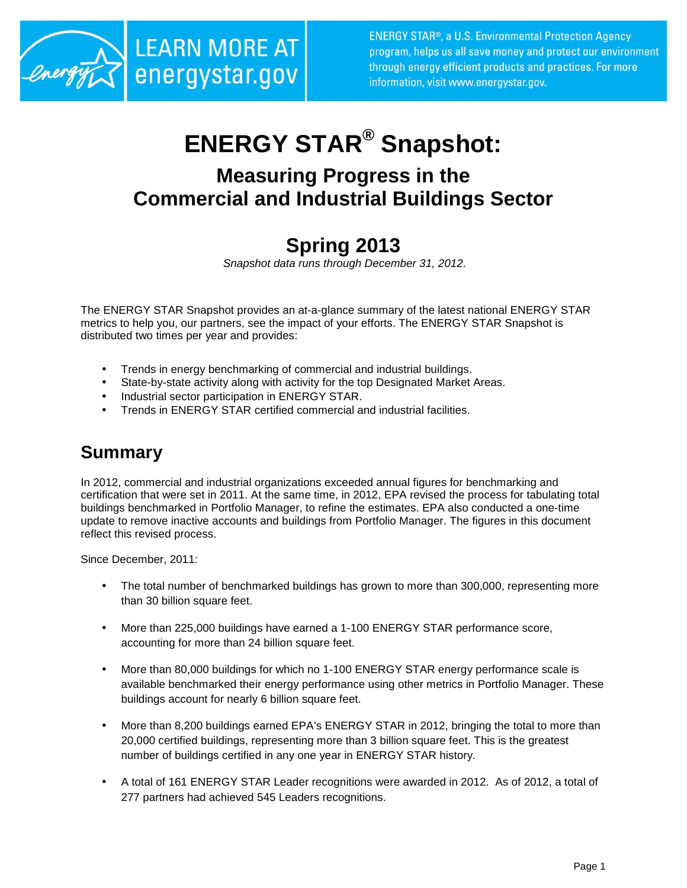LEARN MORE AT energystar.gov

ENERGY STAR®, a U.S. Environmental Protection Agency program, helps us all save money and protect our environment through energy efficient products and practices. For more information, visit www.energystar.gov.

# ENERGY STAR® Snapshot:

## Measuring Progress in the Commercial and Industrial Buildings Sector

## Spring 2013

*Snapshot data runs through December 31, 2012.*

The ENERGY STAR Snapshot provides an at-a-glance summary of the latest national ENERGY STAR metrics to help you, our partners, see the impact of your efforts. The ENERGY STAR Snapshot is distributed two times per year and provides:

- Trends in energy benchmarking of commercial and industrial buildings.
- State-by-state activity along with activity for the top Designated Market Areas.
- Industrial sector participation in ENERGY STAR.
- Trends in ENERGY STAR certified commercial and industrial facilities.

## Summary

In 2012, commercial and industrial organizations exceeded annual figures for benchmarking and certification that were set in 2011. At the same time, in 2012, EPA revised the process for tabulating total buildings benchmarked in Portfolio Manager, to refine the estimates. EPA also conducted a one-time update to remove inactive accounts and buildings from Portfolio Manager. The figures in this document reflect this revised process.

Since December, 2011:

- The total number of benchmarked buildings has grown to more than 300,000, representing more than 30 billion square feet.
- More than 225,000 buildings have earned a 1-100 ENERGY STAR performance score, accounting for more than 24 billion square feet.
- More than 80,000 buildings for which no 1-100 ENERGY STAR energy performance scale is available benchmarked their energy performance using other metrics in Portfolio Manager. These buildings account for nearly 6 billion square feet.
- More than 8,200 buildings earned EPA's ENERGY STAR in 2012, bringing the total to more than 20,000 certified buildings, representing more than 3 billion square feet. This is the greatest number of buildings certified in any one year in ENERGY STAR history.
- A total of 161 ENERGY STAR Leader recognitions were awarded in 2012. As of 2012, a total of 277 partners had achieved 545 Leaders recognitions.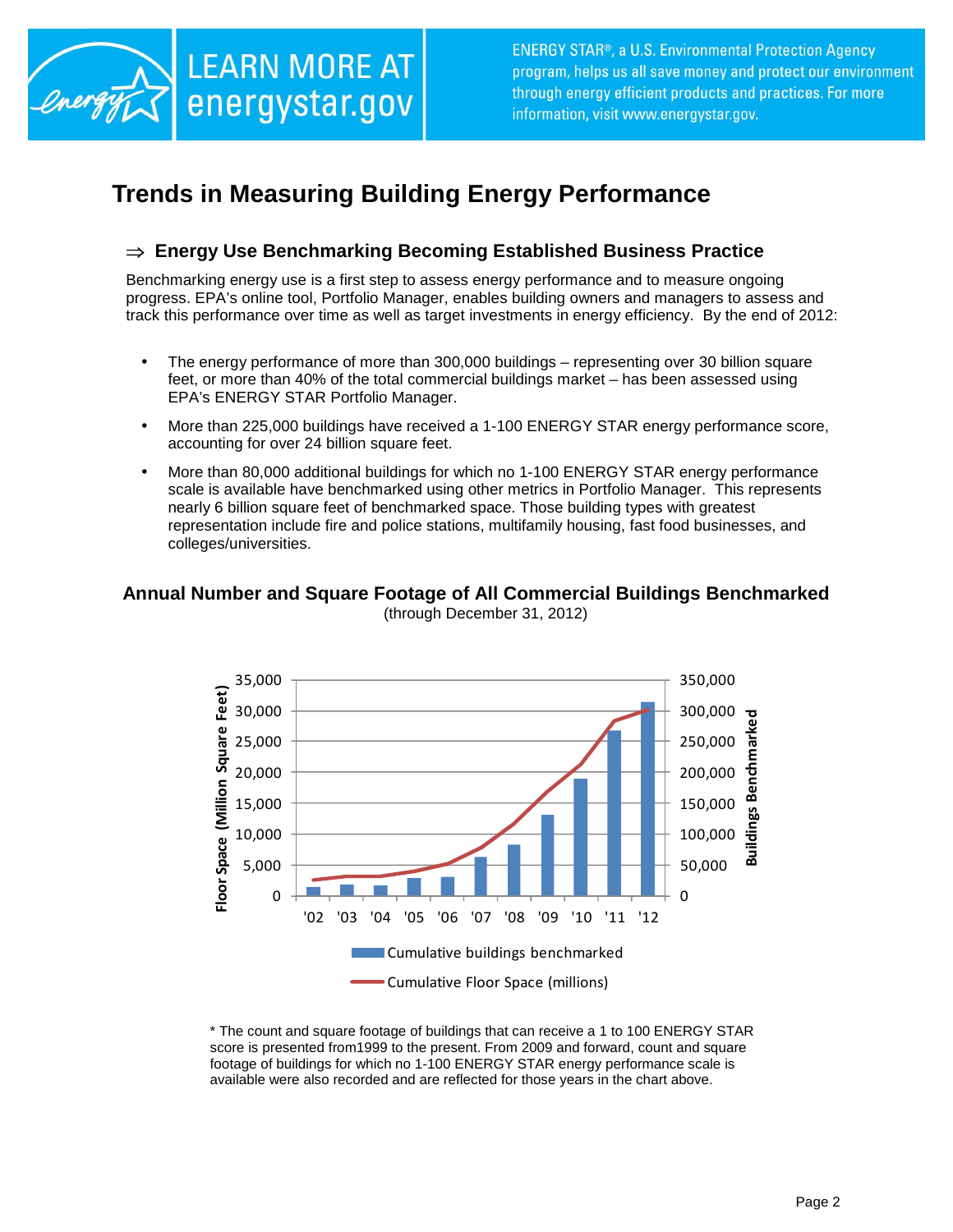ENERGY STAR®, a U.S. Environmental Protection Agency program, helps us all save money and protect our environment through energy efficient products and practices. For more information, visit www.energystar.gov.

LEARN MORE AT energystar.gov

# Trends in Measuring Building Energy Performance

## ⇒ Energy Use Benchmarking Becoming Established Business Practice

Benchmarking energy use is a first step to assess energy performance and to measure ongoing progress. EPA's online tool, Portfolio Manager, enables building owners and managers to assess and track this performance over time as well as target investments in energy efficiency. By the end of 2012:

- The energy performance of more than 300,000 buildings – representing over 30 billion square feet, or more than 40% of the total commercial buildings market – has been assessed using EPA's ENERGY STAR Portfolio Manager.
- More than 225,000 buildings have received a 1-100 ENERGY STAR energy performance score, accounting for over 24 billion square feet.
- More than 80,000 additional buildings for which no 1-100 ENERGY STAR energy performance scale is available have benchmarked using other metrics in Portfolio Manager. This represents nearly 6 billion square feet of benchmarked space. Those building types with greatest representation include fire and police stations, multifamily housing, fast food businesses, and colleges/universities.

**Annual Number and Square Footage of All Commercial Buildings Benchmarked**
(through December 31, 2012)

Floor Space (Million Square Feet): 0; 5,000; 10,000; 15,000; 20,000; 25,000; 30,000; 35,000
Buildings Benchmarked: 0; 50,000; 100,000; 150,000; 200,000; 250,000; 300,000; 350,000
Years: '02 '03 '04 '05 '06 '07 '08 '09 '10 '11 '12

Cumulative buildings benchmarked
Cumulative Floor Space (millions)

* The count and square footage of buildings that can receive a 1 to 100 ENERGY STAR score is presented from1999 to the present. From 2009 and forward, count and square footage of buildings for which no 1-100 ENERGY STAR energy performance scale is available were also recorded and are reflected for those years in the chart above.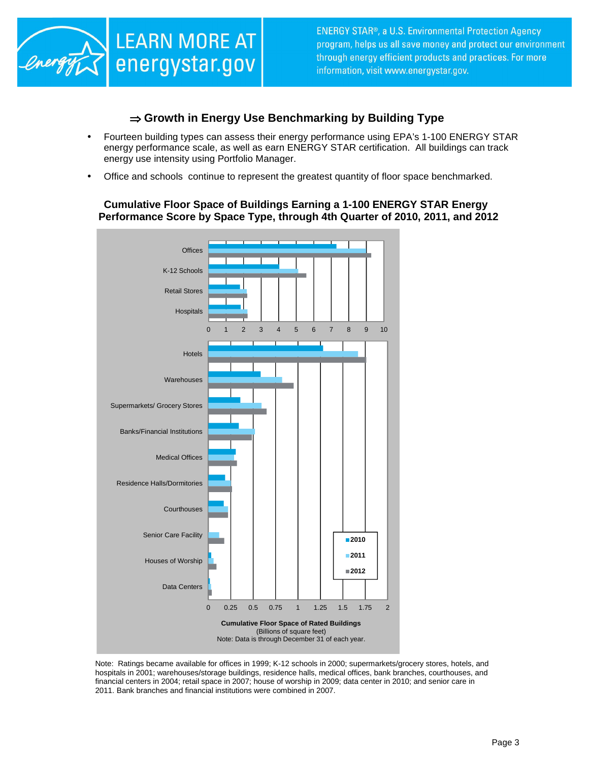## ⇒ Growth in Energy Use Benchmarking by Building Type

- Fourteen building types can assess their energy performance using EPA's 1-100 ENERGY STAR energy performance scale, as well as earn ENERGY STAR certification. All buildings can track energy use intensity using Portfolio Manager.
- Office and schools continue to represent the greatest quantity of floor space benchmarked.

**Cumulative Floor Space of Buildings Earning a 1-100 ENERGY STAR Energy Performance Score by Space Type, through 4th Quarter of 2010, 2011, and 2012**

**Cumulative Floor Space of Rated Buildings**
(Billions of square feet)
Note: Data is through December 31 of each year.

Note: Ratings became available for offices in 1999; K-12 schools in 2000; supermarkets/grocery stores, hotels, and hospitals in 2001; warehouses/storage buildings, residence halls, medical offices, bank branches, courthouses, and financial centers in 2004; retail space in 2007; house of worship in 2009; data center in 2010; and senior care in 2011. Bank branches and financial institutions were combined in 2007.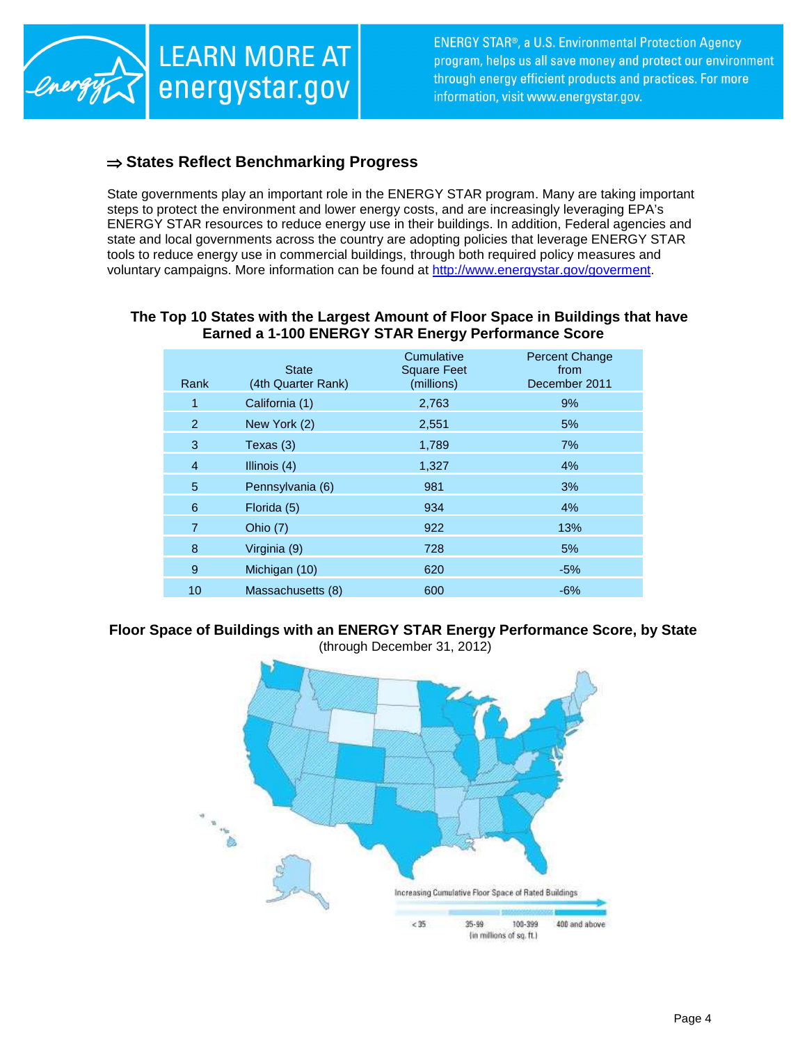LEARN MORE AT energystar.gov

ENERGY STAR®, a U.S. Environmental Protection Agency program, helps us all save money and protect our environment through energy efficient products and practices. For more information, visit www.energystar.gov.

## ⇒ States Reflect Benchmarking Progress

State governments play an important role in the ENERGY STAR program. Many are taking important steps to protect the environment and lower energy costs, and are increasingly leveraging EPA's ENERGY STAR resources to reduce energy use in their buildings. In addition, Federal agencies and state and local governments across the country are adopting policies that leverage ENERGY STAR tools to reduce energy use in commercial buildings, through both required policy measures and voluntary campaigns. More information can be found at http://www.energystar.gov/goverment.

**The Top 10 States with the Largest Amount of Floor Space in Buildings that have Earned a 1-100 ENERGY STAR Energy Performance Score**

| Rank | State (4th Quarter Rank) | Cumulative Square Feet (millions) | Percent Change from December 2011 |
|---|---|---|---|
| 1 | California (1) | 2,763 | 9% |
| 2 | New York (2) | 2,551 | 5% |
| 3 | Texas (3) | 1,789 | 7% |
| 4 | Illinois (4) | 1,327 | 4% |
| 5 | Pennsylvania (6) | 981 | 3% |
| 6 | Florida (5) | 934 | 4% |
| 7 | Ohio (7) | 922 | 13% |
| 8 | Virginia (9) | 728 | 5% |
| 9 | Michigan (10) | 620 | -5% |
| 10 | Massachusetts (8) | 600 | -6% |

**Floor Space of Buildings with an ENERGY STAR Energy Performance Score, by State**
(through December 31, 2012)

Increasing Cumulative Floor Space of Rated Buildings

< 35 | 35-99 | 100-399 | 400 and above
(in millions of sq. ft.)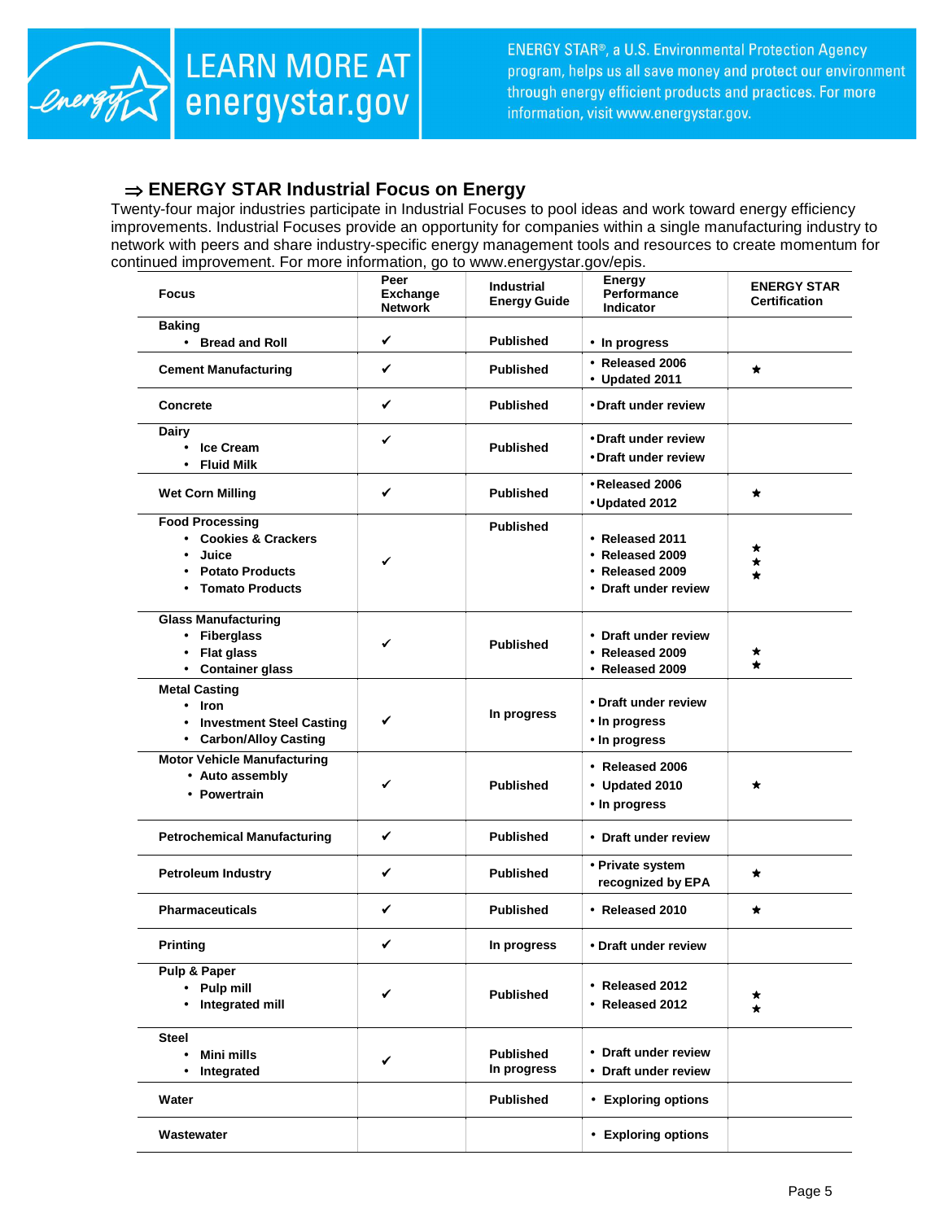### ⇒ ENERGY STAR Industrial Focus on Energy

Twenty-four major industries participate in Industrial Focuses to pool ideas and work toward energy efficiency improvements. Industrial Focuses provide an opportunity for companies within a single manufacturing industry to network with peers and share industry-specific energy management tools and resources to create momentum for continued improvement. For more information, go to www.energystar.gov/epis.

| Focus | Peer Exchange Network | Industrial Energy Guide | Energy Performance Indicator | ENERGY STAR Certification |
|---|---|---|---|---|
| **Baking**<br>• Bread and Roll | ✔ | Published | • In progress | |
| **Cement Manufacturing** | ✔ | Published | • Released 2006<br>• Updated 2011 | ★ |
| **Concrete** | ✔ | Published | • Draft under review | |
| **Dairy**<br>• Ice Cream<br>• Fluid Milk | ✔ | Published | • Draft under review<br>• Draft under review | |
| **Wet Corn Milling** | ✔ | Published | • Released 2006<br>• Updated 2012 | ★ |
| **Food Processing**<br>• Cookies & Crackers<br>• Juice<br>• Potato Products<br>• Tomato Products | ✔ | Published | • Released 2011<br>• Released 2009<br>• Released 2009<br>• Draft under review | ★<br>★<br>★ |
| **Glass Manufacturing**<br>• Fiberglass<br>• Flat glass<br>• Container glass | ✔ | Published | • Draft under review<br>• Released 2009<br>• Released 2009 | ★<br>★ |
| **Metal Casting**<br>• Iron<br>• Investment Steel Casting<br>• Carbon/Alloy Casting | ✔ | In progress | • Draft under review<br>• In progress<br>• In progress | |
| **Motor Vehicle Manufacturing**<br>• Auto assembly<br>• Powertrain | ✔ | Published | • Released 2006<br>• Updated 2010<br>• In progress | ★ |
| **Petrochemical Manufacturing** | ✔ | Published | • Draft under review | |
| **Petroleum Industry** | ✔ | Published | • Private system recognized by EPA | ★ |
| **Pharmaceuticals** | ✔ | Published | • Released 2010 | ★ |
| **Printing** | ✔ | In progress | • Draft under review | |
| **Pulp & Paper**<br>• Pulp mill<br>• Integrated mill | ✔ | Published | • Released 2012<br>• Released 2012 | ★<br>★ |
| **Steel**<br>• Mini mills<br>• Integrated | ✔ | Published<br>In progress | • Draft under review<br>• Draft under review | |
| **Water** | | Published | • Exploring options | |
| **Wastewater** | | | • Exploring options | |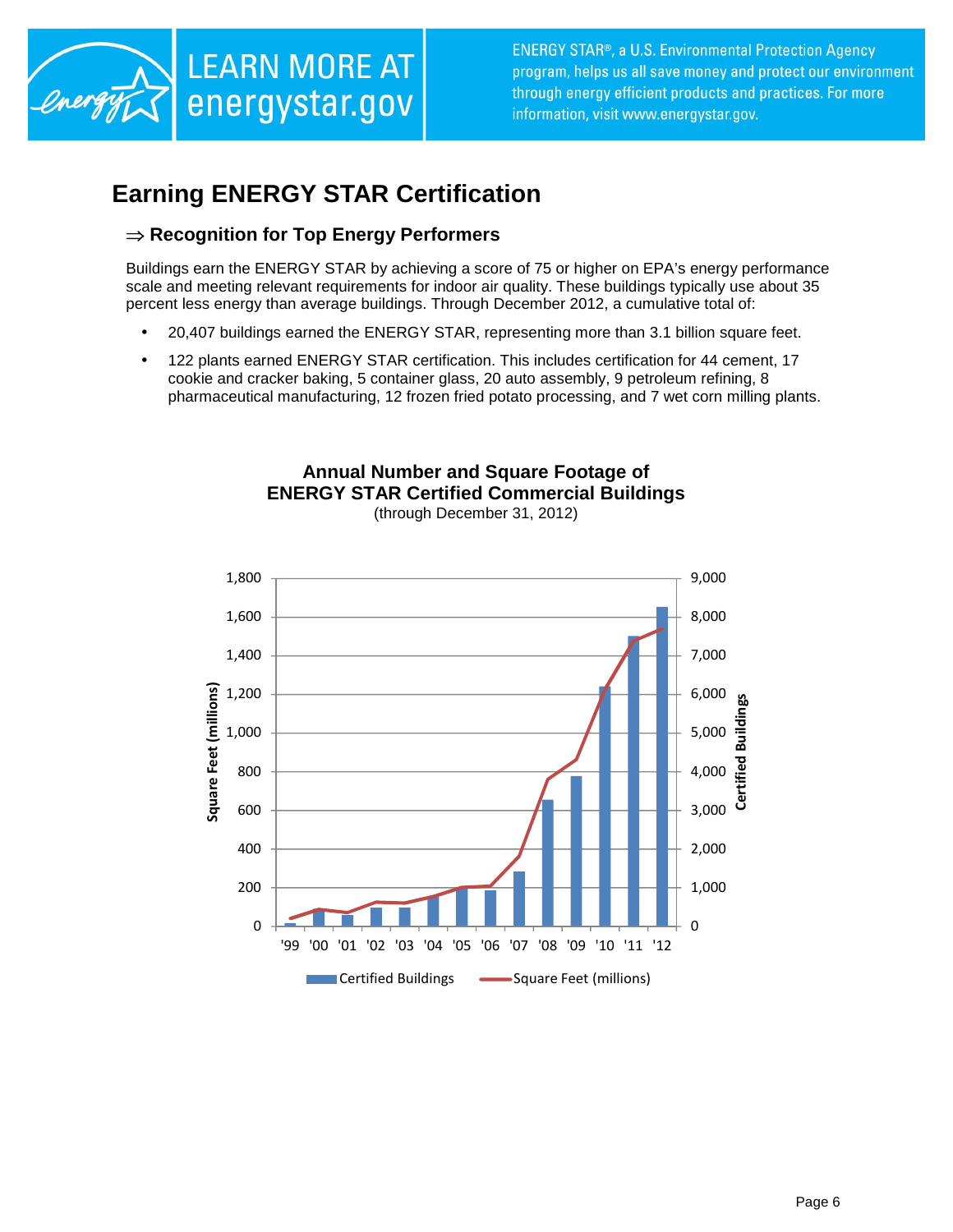LEARN MORE AT energystar.gov

ENERGY STAR®, a U.S. Environmental Protection Agency program, helps us all save money and protect our environment through energy efficient products and practices. For more information, visit www.energystar.gov.

# Earning ENERGY STAR Certification

## ⇒ Recognition for Top Energy Performers

Buildings earn the ENERGY STAR by achieving a score of 75 or higher on EPA's energy performance scale and meeting relevant requirements for indoor air quality. These buildings typically use about 35 percent less energy than average buildings. Through December 2012, a cumulative total of:

- 20,407 buildings earned the ENERGY STAR, representing more than 3.1 billion square feet.
- 122 plants earned ENERGY STAR certification. This includes certification for 44 cement, 17 cookie and cracker baking, 5 container glass, 20 auto assembly, 9 petroleum refining, 8 pharmaceutical manufacturing, 12 frozen fried potato processing, and 7 wet corn milling plants.

**Annual Number and Square Footage of ENERGY STAR Certified Commercial Buildings**
(through December 31, 2012)

Square Feet (millions): 0, 200, 400, 600, 800, 1,000, 1,200, 1,400, 1,600, 1,800
Certified Buildings: 0, 1,000, 2,000, 3,000, 4,000, 5,000, 6,000, 7,000, 8,000, 9,000

'99 '00 '01 '02 '03 '04 '05 '06 '07 '08 '09 '10 '11 '12

Certified Buildings — Square Feet (millions)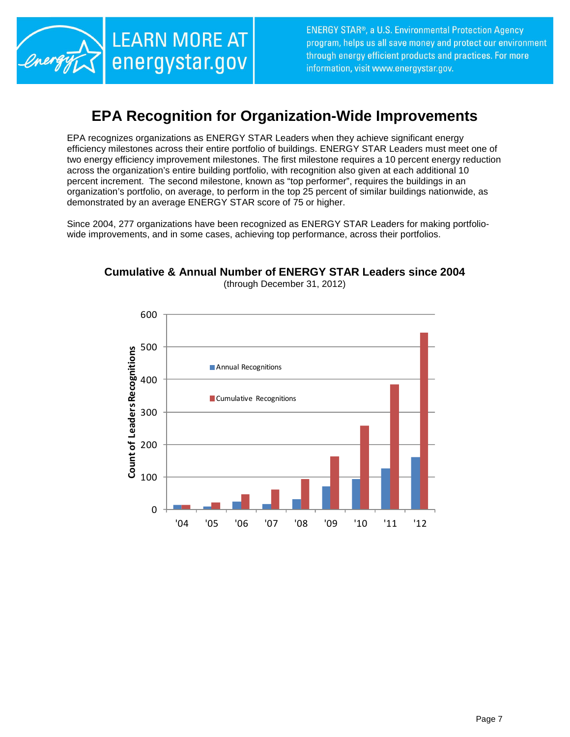LEARN MORE AT energystar.gov

ENERGY STAR®, a U.S. Environmental Protection Agency program, helps us all save money and protect our environment through energy efficient products and practices. For more information, visit www.energystar.gov.

# EPA Recognition for Organization-Wide Improvements

EPA recognizes organizations as ENERGY STAR Leaders when they achieve significant energy efficiency milestones across their entire portfolio of buildings. ENERGY STAR Leaders must meet one of two energy efficiency improvement milestones. The first milestone requires a 10 percent energy reduction across the organization's entire building portfolio, with recognition also given at each additional 10 percent increment. The second milestone, known as "top performer", requires the buildings in an organization's portfolio, on average, to perform in the top 25 percent of similar buildings nationwide, as demonstrated by an average ENERGY STAR score of 75 or higher.

Since 2004, 277 organizations have been recognized as ENERGY STAR Leaders for making portfolio-wide improvements, and in some cases, achieving top performance, across their portfolios.

**Cumulative & Annual Number of ENERGY STAR Leaders since 2004**

(through December 31, 2012)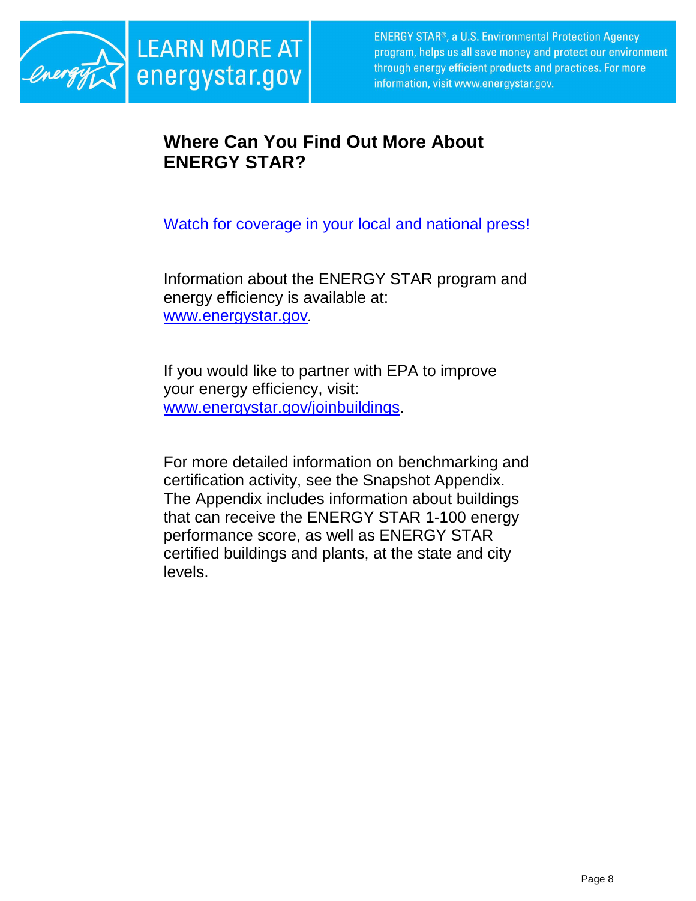LEARN MORE AT energystar.gov

ENERGY STAR®, a U.S. Environmental Protection Agency program, helps us all save money and protect our environment through energy efficient products and practices. For more information, visit www.energystar.gov.

## Where Can You Find Out More About ENERGY STAR?

Watch for coverage in your local and national press!

Information about the ENERGY STAR program and energy efficiency is available at: [www.energystar.gov](http://www.energystar.gov).

If you would like to partner with EPA to improve your energy efficiency, visit: [www.energystar.gov/joinbuildings](http://www.energystar.gov/joinbuildings).

For more detailed information on benchmarking and certification activity, see the Snapshot Appendix. The Appendix includes information about buildings that can receive the ENERGY STAR 1-100 energy performance score, as well as ENERGY STAR certified buildings and plants, at the state and city levels.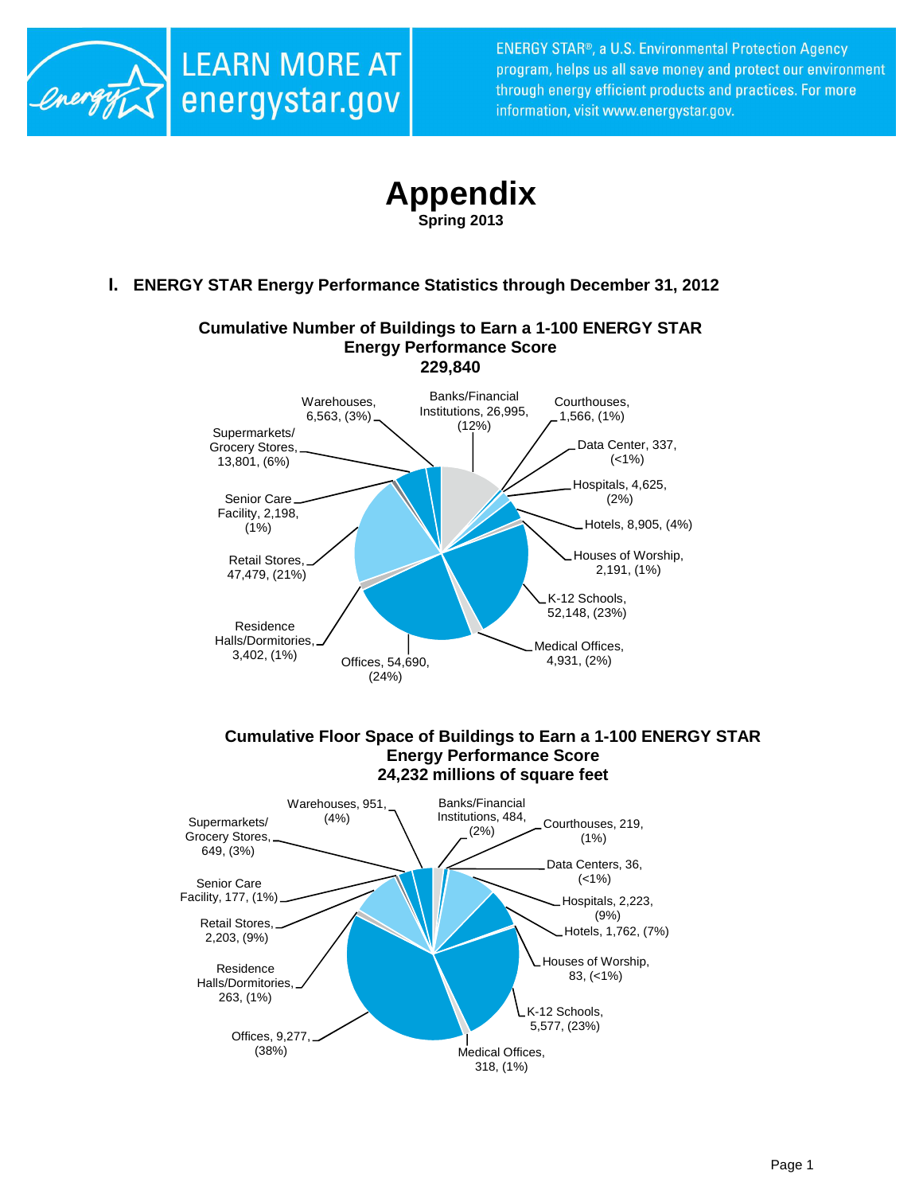ENERGY STAR®, a U.S. Environmental Protection Agency program, helps us all save money and protect our environment through energy efficient products and practices. For more information, visit www.energystar.gov.

LEARN MORE AT energystar.gov

# Appendix

**Spring 2013**

## I. ENERGY STAR Energy Performance Statistics through December 31, 2012

**Cumulative Number of Buildings to Earn a 1-100 ENERGY STAR Energy Performance Score**
**229,840**

- Banks/Financial Institutions, 26,995, (12%)
- Courthouses, 1,566, (1%)
- Data Center, 337, (<1%)
- Hospitals, 4,625, (2%)
- Hotels, 8,905, (4%)
- Houses of Worship, 2,191, (1%)
- K-12 Schools, 52,148, (23%)
- Medical Offices, 4,931, (2%)
- Offices, 54,690, (24%)
- Residence Halls/Dormitories, 3,402, (1%)
- Retail Stores, 47,479, (21%)
- Senior Care Facility, 2,198, (1%)
- Supermarkets/ Grocery Stores, 13,801, (6%)
- Warehouses, 6,563, (3%)

**Cumulative Floor Space of Buildings to Earn a 1-100 ENERGY STAR Energy Performance Score**
**24,232 millions of square feet**

- Banks/Financial Institutions, 484, (2%)
- Courthouses, 219, (1%)
- Data Centers, 36, (<1%)
- Hospitals, 2,223, (9%)
- Hotels, 1,762, (7%)
- Houses of Worship, 83, (<1%)
- K-12 Schools, 5,577, (23%)
- Medical Offices, 318, (1%)
- Offices, 9,277, (38%)
- Residence Halls/Dormitories, 263, (1%)
- Retail Stores, 2,203, (9%)
- Senior Care Facility, 177, (1%)
- Supermarkets/ Grocery Stores, 649, (3%)
- Warehouses, 951, (4%)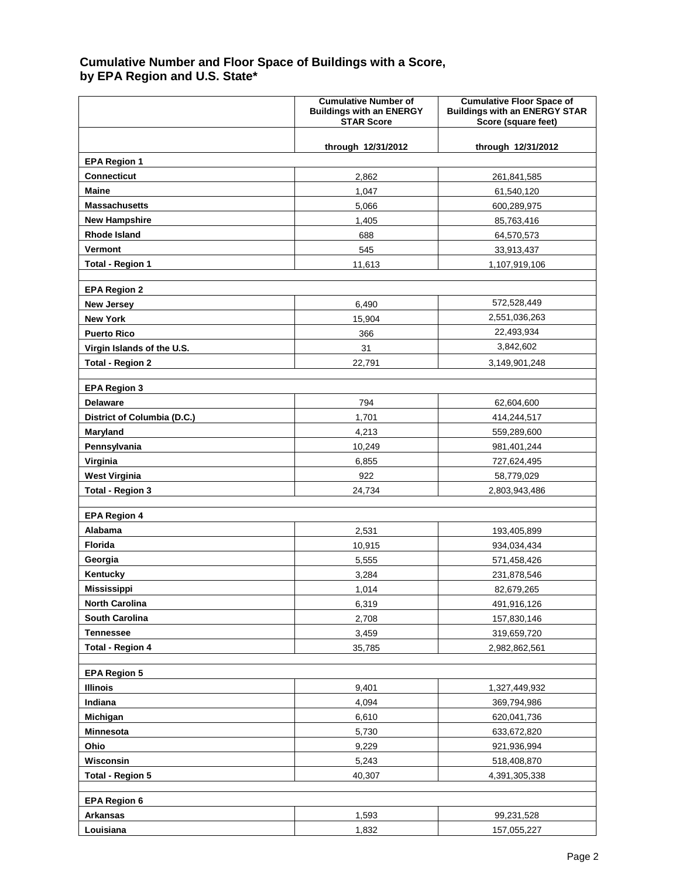## Cumulative Number and Floor Space of Buildings with a Score, by EPA Region and U.S. State*

| | Cumulative Number of Buildings with an ENERGY STAR Score | Cumulative Floor Space of Buildings with an ENERGY STAR Score (square feet) |
|---|---|---|
| | through 12/31/2012 | through 12/31/2012 |
| **EPA Region 1** | | |
| **Connecticut** | 2,862 | 261,841,585 |
| **Maine** | 1,047 | 61,540,120 |
| **Massachusetts** | 5,066 | 600,289,975 |
| **New Hampshire** | 1,405 | 85,763,416 |
| **Rhode Island** | 688 | 64,570,573 |
| **Vermont** | 545 | 33,913,437 |
| **Total - Region 1** | 11,613 | 1,107,919,106 |
| | | |
| **EPA Region 2** | | |
| **New Jersey** | 6,490 | 572,528,449 |
| **New York** | 15,904 | 2,551,036,263 |
| **Puerto Rico** | 366 | 22,493,934 |
| **Virgin Islands of the U.S.** | 31 | 3,842,602 |
| **Total - Region 2** | 22,791 | 3,149,901,248 |
| | | |
| **EPA Region 3** | | |
| **Delaware** | 794 | 62,604,600 |
| **District of Columbia (D.C.)** | 1,701 | 414,244,517 |
| **Maryland** | 4,213 | 559,289,600 |
| **Pennsylvania** | 10,249 | 981,401,244 |
| **Virginia** | 6,855 | 727,624,495 |
| **West Virginia** | 922 | 58,779,029 |
| **Total - Region 3** | 24,734 | 2,803,943,486 |
| | | |
| **EPA Region 4** | | |
| **Alabama** | 2,531 | 193,405,899 |
| **Florida** | 10,915 | 934,034,434 |
| **Georgia** | 5,555 | 571,458,426 |
| **Kentucky** | 3,284 | 231,878,546 |
| **Mississippi** | 1,014 | 82,679,265 |
| **North Carolina** | 6,319 | 491,916,126 |
| **South Carolina** | 2,708 | 157,830,146 |
| **Tennessee** | 3,459 | 319,659,720 |
| **Total - Region 4** | 35,785 | 2,982,862,561 |
| | | |
| **EPA Region 5** | | |
| **Illinois** | 9,401 | 1,327,449,932 |
| **Indiana** | 4,094 | 369,794,986 |
| **Michigan** | 6,610 | 620,041,736 |
| **Minnesota** | 5,730 | 633,672,820 |
| **Ohio** | 9,229 | 921,936,994 |
| **Wisconsin** | 5,243 | 518,408,870 |
| **Total - Region 5** | 40,307 | 4,391,305,338 |
| | | |
| **EPA Region 6** | | |
| **Arkansas** | 1,593 | 99,231,528 |
| **Louisiana** | 1,832 | 157,055,227 |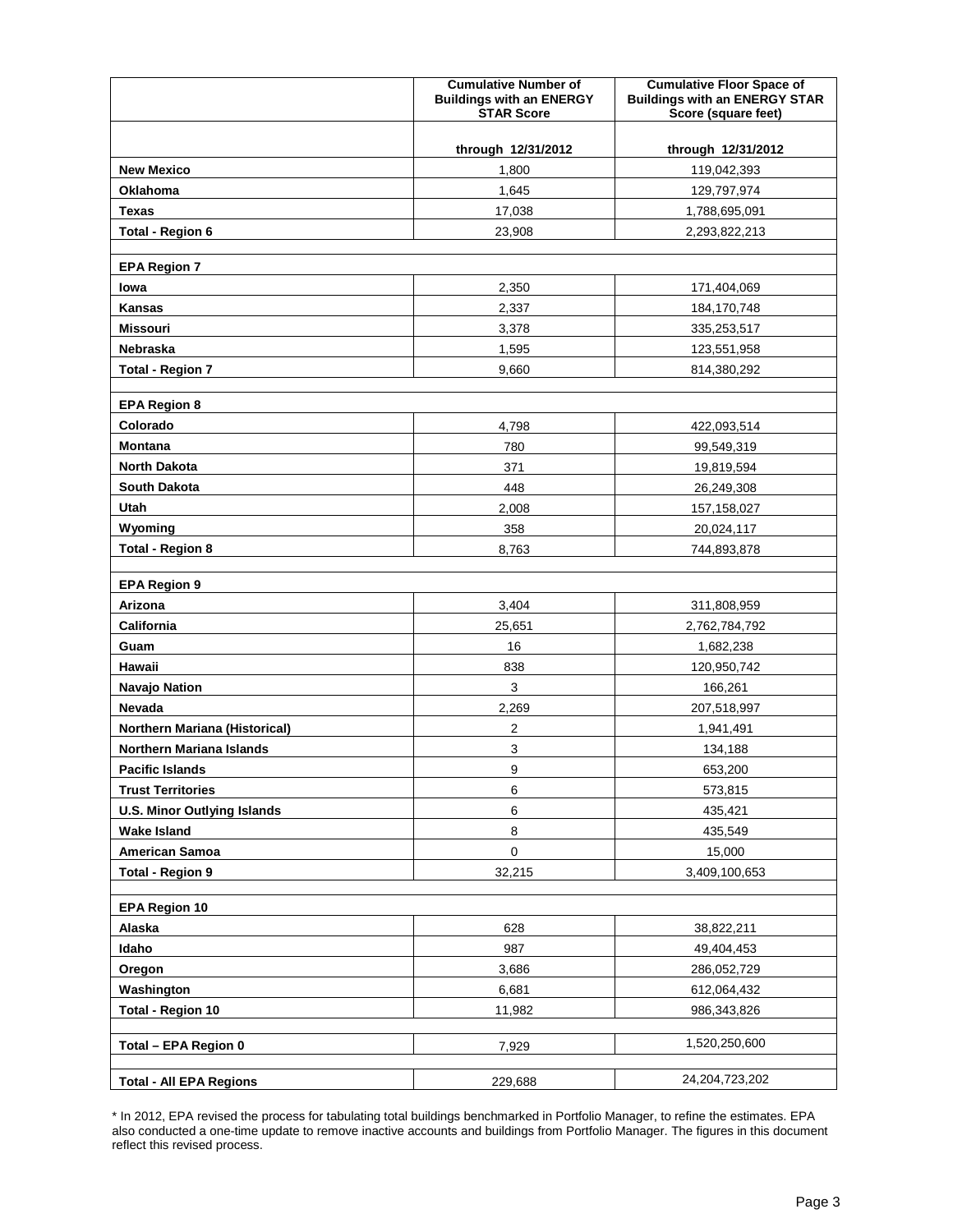| | Cumulative Number of Buildings with an ENERGY STAR Score | Cumulative Floor Space of Buildings with an ENERGY STAR Score (square feet) |
|---|---|---|
| | through 12/31/2012 | through 12/31/2012 |
| **New Mexico** | 1,800 | 119,042,393 |
| **Oklahoma** | 1,645 | 129,797,974 |
| **Texas** | 17,038 | 1,788,695,091 |
| **Total - Region 6** | 23,908 | 2,293,822,213 |
| | | |
| **EPA Region 7** | | |
| **Iowa** | 2,350 | 171,404,069 |
| **Kansas** | 2,337 | 184,170,748 |
| **Missouri** | 3,378 | 335,253,517 |
| **Nebraska** | 1,595 | 123,551,958 |
| **Total - Region 7** | 9,660 | 814,380,292 |
| | | |
| **EPA Region 8** | | |
| **Colorado** | 4,798 | 422,093,514 |
| **Montana** | 780 | 99,549,319 |
| **North Dakota** | 371 | 19,819,594 |
| **South Dakota** | 448 | 26,249,308 |
| **Utah** | 2,008 | 157,158,027 |
| **Wyoming** | 358 | 20,024,117 |
| **Total - Region 8** | 8,763 | 744,893,878 |
| | | |
| **EPA Region 9** | | |
| **Arizona** | 3,404 | 311,808,959 |
| **California** | 25,651 | 2,762,784,792 |
| **Guam** | 16 | 1,682,238 |
| **Hawaii** | 838 | 120,950,742 |
| **Navajo Nation** | 3 | 166,261 |
| **Nevada** | 2,269 | 207,518,997 |
| **Northern Mariana (Historical)** | 2 | 1,941,491 |
| **Northern Mariana Islands** | 3 | 134,188 |
| **Pacific Islands** | 9 | 653,200 |
| **Trust Territories** | 6 | 573,815 |
| **U.S. Minor Outlying Islands** | 6 | 435,421 |
| **Wake Island** | 8 | 435,549 |
| **American Samoa** | 0 | 15,000 |
| **Total - Region 9** | 32,215 | 3,409,100,653 |
| | | |
| **EPA Region 10** | | |
| **Alaska** | 628 | 38,822,211 |
| **Idaho** | 987 | 49,404,453 |
| **Oregon** | 3,686 | 286,052,729 |
| **Washington** | 6,681 | 612,064,432 |
| **Total - Region 10** | 11,982 | 986,343,826 |
| | | |
| **Total – EPA Region 0** | 7,929 | 1,520,250,600 |
| | | |
| **Total - All EPA Regions** | 229,688 | 24,204,723,202 |

* In 2012, EPA revised the process for tabulating total buildings benchmarked in Portfolio Manager, to refine the estimates. EPA also conducted a one-time update to remove inactive accounts and buildings from Portfolio Manager. The figures in this document reflect this revised process.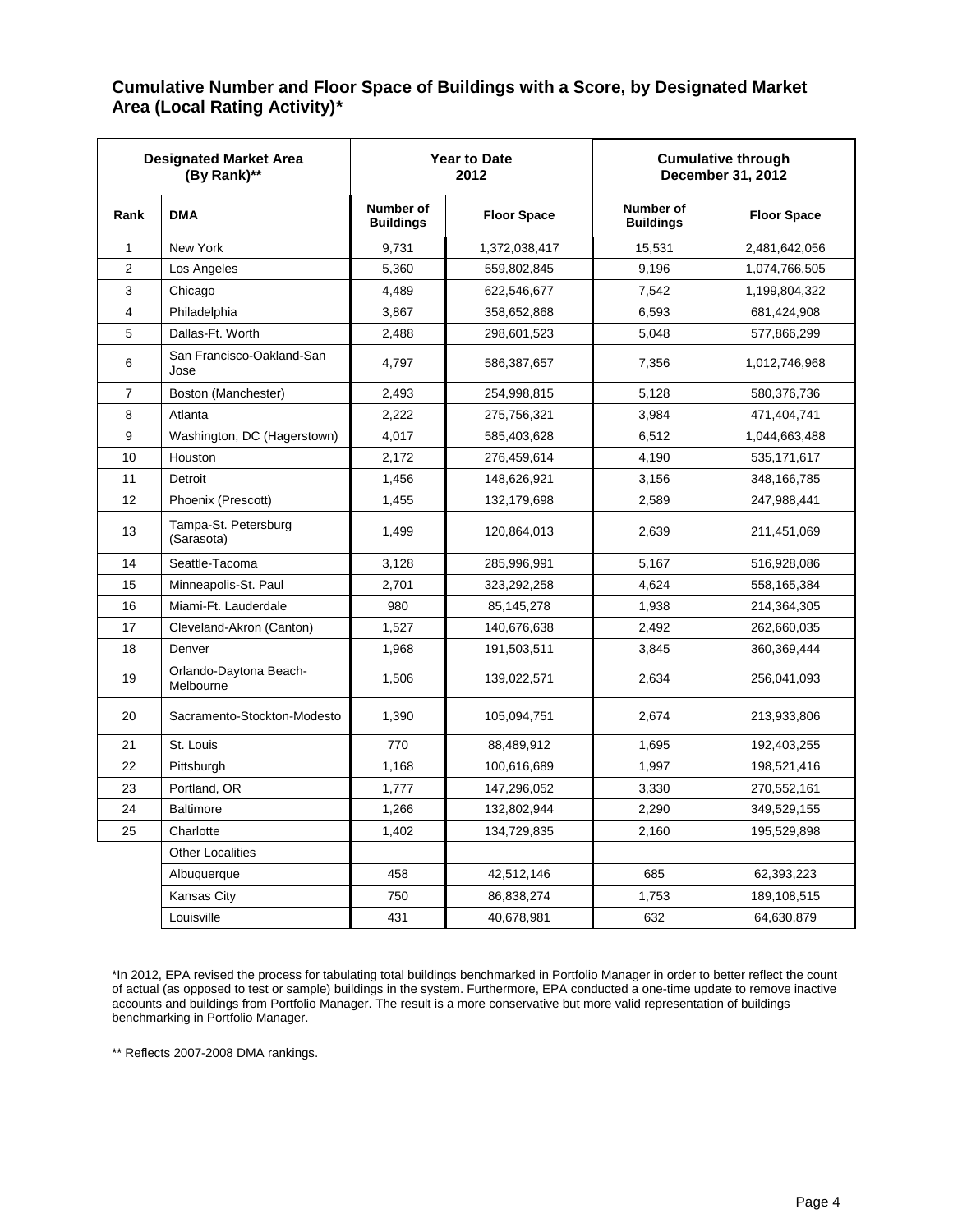## Cumulative Number and Floor Space of Buildings with a Score, by Designated Market Area (Local Rating Activity)*

| Designated Market Area (By Rank)** | | Year to Date 2012 | | Cumulative through December 31, 2012 | |
|---|---|---|---|---|---|
| Rank | DMA | Number of Buildings | Floor Space | Number of Buildings | Floor Space |
| 1 | New York | 9,731 | 1,372,038,417 | 15,531 | 2,481,642,056 |
| 2 | Los Angeles | 5,360 | 559,802,845 | 9,196 | 1,074,766,505 |
| 3 | Chicago | 4,489 | 622,546,677 | 7,542 | 1,199,804,322 |
| 4 | Philadelphia | 3,867 | 358,652,868 | 6,593 | 681,424,908 |
| 5 | Dallas-Ft. Worth | 2,488 | 298,601,523 | 5,048 | 577,866,299 |
| 6 | San Francisco-Oakland-San Jose | 4,797 | 586,387,657 | 7,356 | 1,012,746,968 |
| 7 | Boston (Manchester) | 2,493 | 254,998,815 | 5,128 | 580,376,736 |
| 8 | Atlanta | 2,222 | 275,756,321 | 3,984 | 471,404,741 |
| 9 | Washington, DC (Hagerstown) | 4,017 | 585,403,628 | 6,512 | 1,044,663,488 |
| 10 | Houston | 2,172 | 276,459,614 | 4,190 | 535,171,617 |
| 11 | Detroit | 1,456 | 148,626,921 | 3,156 | 348,166,785 |
| 12 | Phoenix (Prescott) | 1,455 | 132,179,698 | 2,589 | 247,988,441 |
| 13 | Tampa-St. Petersburg (Sarasota) | 1,499 | 120,864,013 | 2,639 | 211,451,069 |
| 14 | Seattle-Tacoma | 3,128 | 285,996,991 | 5,167 | 516,928,086 |
| 15 | Minneapolis-St. Paul | 2,701 | 323,292,258 | 4,624 | 558,165,384 |
| 16 | Miami-Ft. Lauderdale | 980 | 85,145,278 | 1,938 | 214,364,305 |
| 17 | Cleveland-Akron (Canton) | 1,527 | 140,676,638 | 2,492 | 262,660,035 |
| 18 | Denver | 1,968 | 191,503,511 | 3,845 | 360,369,444 |
| 19 | Orlando-Daytona Beach-Melbourne | 1,506 | 139,022,571 | 2,634 | 256,041,093 |
| 20 | Sacramento-Stockton-Modesto | 1,390 | 105,094,751 | 2,674 | 213,933,806 |
| 21 | St. Louis | 770 | 88,489,912 | 1,695 | 192,403,255 |
| 22 | Pittsburgh | 1,168 | 100,616,689 | 1,997 | 198,521,416 |
| 23 | Portland, OR | 1,777 | 147,296,052 | 3,330 | 270,552,161 |
| 24 | Baltimore | 1,266 | 132,802,944 | 2,290 | 349,529,155 |
| 25 | Charlotte | 1,402 | 134,729,835 | 2,160 | 195,529,898 |
| | Other Localities | | | | |
| | Albuquerque | 458 | 42,512,146 | 685 | 62,393,223 |
| | Kansas City | 750 | 86,838,274 | 1,753 | 189,108,515 |
| | Louisville | 431 | 40,678,981 | 632 | 64,630,879 |

*In 2012, EPA revised the process for tabulating total buildings benchmarked in Portfolio Manager in order to better reflect the count of actual (as opposed to test or sample) buildings in the system. Furthermore, EPA conducted a one-time update to remove inactive accounts and buildings from Portfolio Manager. The result is a more conservative but more valid representation of buildings benchmarking in Portfolio Manager.

** Reflects 2007-2008 DMA rankings.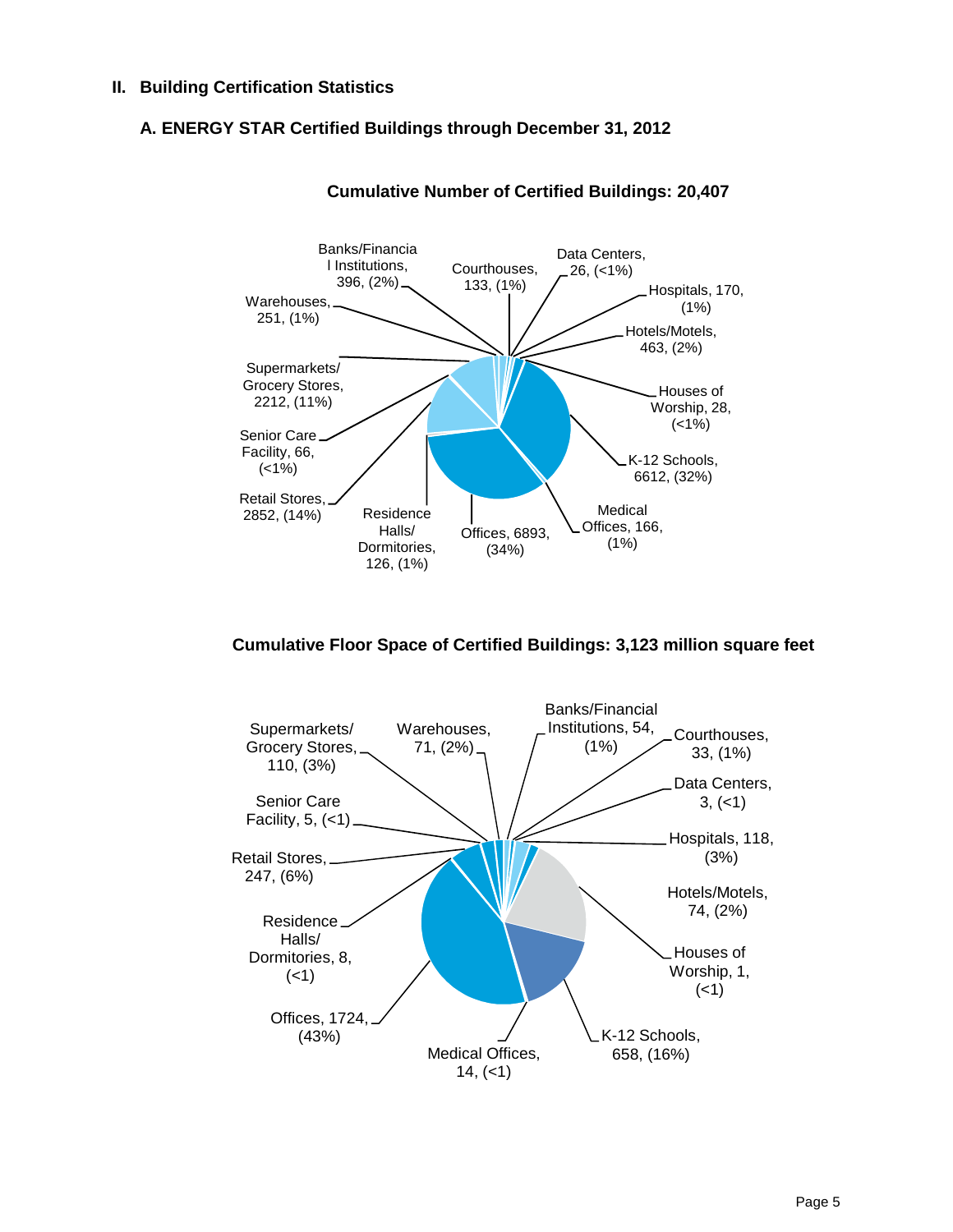## II. Building Certification Statistics

### A. ENERGY STAR Certified Buildings through December 31, 2012

**Cumulative Number of Certified Buildings: 20,407**

| Building Type | Number | Percent |
|---|---|---|
| Banks/Financial Institutions | 396 | (2%) |
| Courthouses | 133 | (1%) |
| Data Centers | 26 | (<1%) |
| Hospitals | 170 | (1%) |
| Hotels/Motels | 463 | (2%) |
| Houses of Worship | 28 | (<1%) |
| K-12 Schools | 6612 | (32%) |
| Medical Offices | 166 | (1%) |
| Offices | 6893 | (34%) |
| Residence Halls/ Dormitories | 126 | (1%) |
| Retail Stores | 2852 | (14%) |
| Senior Care Facility | 66 | (<1%) |
| Supermarkets/ Grocery Stores | 2212 | (11%) |
| Warehouses | 251 | (1%) |

**Cumulative Floor Space of Certified Buildings: 3,123 million square feet**

| Building Type | Floor Space | Percent |
|---|---|---|
| Banks/Financial Institutions | 54 | (1%) |
| Courthouses | 33 | (1%) |
| Data Centers | 3 | (<1) |
| Hospitals | 118 | (3%) |
| Hotels/Motels | 74 | (2%) |
| Houses of Worship | 1 | (<1) |
| K-12 Schools | 658 | (16%) |
| Medical Offices | 14 | (<1) |
| Offices | 1724 | (43%) |
| Residence Halls/ Dormitories | 8 | (<1) |
| Retail Stores | 247 | (6%) |
| Senior Care Facility | 5 | (<1) |
| Supermarkets/ Grocery Stores | 110 | (3%) |
| Warehouses | 71 | (2%) |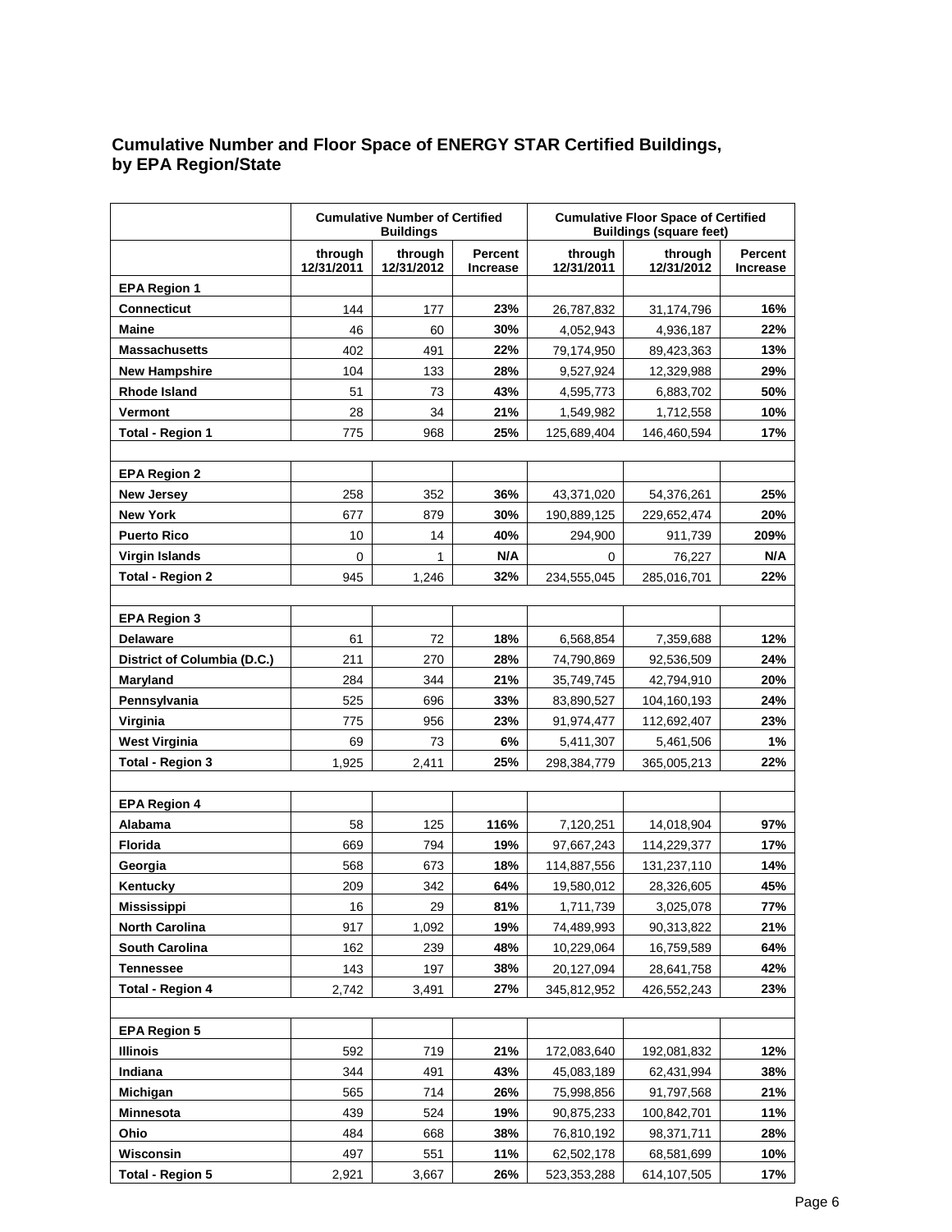## Cumulative Number and Floor Space of ENERGY STAR Certified Buildings, by EPA Region/State

| | Cumulative Number of Certified Buildings | | | Cumulative Floor Space of Certified Buildings (square feet) | | |
|---|---|---|---|---|---|---|
| | through 12/31/2011 | through 12/31/2012 | Percent Increase | through 12/31/2011 | through 12/31/2012 | Percent Increase |
| **EPA Region 1** | | | | | | |
| **Connecticut** | 144 | 177 | **23%** | 26,787,832 | 31,174,796 | **16%** |
| **Maine** | 46 | 60 | **30%** | 4,052,943 | 4,936,187 | **22%** |
| **Massachusetts** | 402 | 491 | **22%** | 79,174,950 | 89,423,363 | **13%** |
| **New Hampshire** | 104 | 133 | **28%** | 9,527,924 | 12,329,988 | **29%** |
| **Rhode Island** | 51 | 73 | **43%** | 4,595,773 | 6,883,702 | **50%** |
| **Vermont** | 28 | 34 | **21%** | 1,549,982 | 1,712,558 | **10%** |
| **Total - Region 1** | 775 | 968 | **25%** | 125,689,404 | 146,460,594 | **17%** |
| | | | | | | |
| **EPA Region 2** | | | | | | |
| **New Jersey** | 258 | 352 | **36%** | 43,371,020 | 54,376,261 | **25%** |
| **New York** | 677 | 879 | **30%** | 190,889,125 | 229,652,474 | **20%** |
| **Puerto Rico** | 10 | 14 | **40%** | 294,900 | 911,739 | **209%** |
| **Virgin Islands** | 0 | 1 | **N/A** | 0 | 76,227 | **N/A** |
| **Total - Region 2** | 945 | 1,246 | **32%** | 234,555,045 | 285,016,701 | **22%** |
| | | | | | | |
| **EPA Region 3** | | | | | | |
| **Delaware** | 61 | 72 | **18%** | 6,568,854 | 7,359,688 | **12%** |
| **District of Columbia (D.C.)** | 211 | 270 | **28%** | 74,790,869 | 92,536,509 | **24%** |
| **Maryland** | 284 | 344 | **21%** | 35,749,745 | 42,794,910 | **20%** |
| **Pennsylvania** | 525 | 696 | **33%** | 83,890,527 | 104,160,193 | **24%** |
| **Virginia** | 775 | 956 | **23%** | 91,974,477 | 112,692,407 | **23%** |
| **West Virginia** | 69 | 73 | **6%** | 5,411,307 | 5,461,506 | **1%** |
| **Total - Region 3** | 1,925 | 2,411 | **25%** | 298,384,779 | 365,005,213 | **22%** |
| | | | | | | |
| **EPA Region 4** | | | | | | |
| **Alabama** | 58 | 125 | **116%** | 7,120,251 | 14,018,904 | **97%** |
| **Florida** | 669 | 794 | **19%** | 97,667,243 | 114,229,377 | **17%** |
| **Georgia** | 568 | 673 | **18%** | 114,887,556 | 131,237,110 | **14%** |
| **Kentucky** | 209 | 342 | **64%** | 19,580,012 | 28,326,605 | **45%** |
| **Mississippi** | 16 | 29 | **81%** | 1,711,739 | 3,025,078 | **77%** |
| **North Carolina** | 917 | 1,092 | **19%** | 74,489,993 | 90,313,822 | **21%** |
| **South Carolina** | 162 | 239 | **48%** | 10,229,064 | 16,759,589 | **64%** |
| **Tennessee** | 143 | 197 | **38%** | 20,127,094 | 28,641,758 | **42%** |
| **Total - Region 4** | 2,742 | 3,491 | **27%** | 345,812,952 | 426,552,243 | **23%** |
| | | | | | | |
| **EPA Region 5** | | | | | | |
| **Illinois** | 592 | 719 | **21%** | 172,083,640 | 192,081,832 | **12%** |
| **Indiana** | 344 | 491 | **43%** | 45,083,189 | 62,431,994 | **38%** |
| **Michigan** | 565 | 714 | **26%** | 75,998,856 | 91,797,568 | **21%** |
| **Minnesota** | 439 | 524 | **19%** | 90,875,233 | 100,842,701 | **11%** |
| **Ohio** | 484 | 668 | **38%** | 76,810,192 | 98,371,711 | **28%** |
| **Wisconsin** | 497 | 551 | **11%** | 62,502,178 | 68,581,699 | **10%** |
| **Total - Region 5** | 2,921 | 3,667 | **26%** | 523,353,288 | 614,107,505 | **17%** |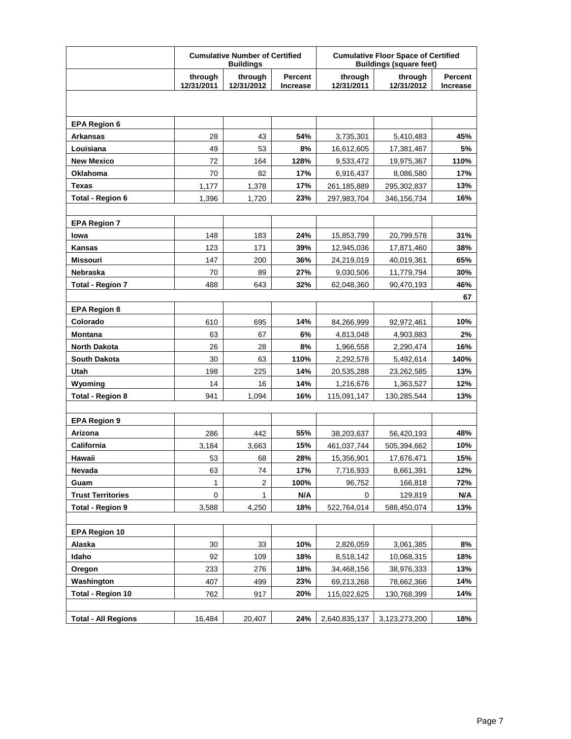| | Cumulative Number of Certified Buildings | | | Cumulative Floor Space of Certified Buildings (square feet) | | |
|---|---|---|---|---|---|---|
| | through 12/31/2011 | through 12/31/2012 | Percent Increase | through 12/31/2011 | through 12/31/2012 | Percent Increase |
| | | | | | | |
| **EPA Region 6** | | | | | | |
| **Arkansas** | 28 | 43 | **54%** | 3,735,301 | 5,410,483 | **45%** |
| **Louisiana** | 49 | 53 | **8%** | 16,612,605 | 17,381,467 | **5%** |
| **New Mexico** | 72 | 164 | **128%** | 9,533,472 | 19,975,367 | **110%** |
| **Oklahoma** | 70 | 82 | **17%** | 6,916,437 | 8,086,580 | **17%** |
| **Texas** | 1,177 | 1,378 | **17%** | 261,185,889 | 295,302,837 | **13%** |
| **Total - Region 6** | 1,396 | 1,720 | **23%** | 297,983,704 | 346,156,734 | **16%** |
| | | | | | | |
| **EPA Region 7** | | | | | | |
| **Iowa** | 148 | 183 | **24%** | 15,853,799 | 20,799,578 | **31%** |
| **Kansas** | 123 | 171 | **39%** | 12,945,036 | 17,871,460 | **38%** |
| **Missouri** | 147 | 200 | **36%** | 24,219,019 | 40,019,361 | **65%** |
| **Nebraska** | 70 | 89 | **27%** | 9,030,506 | 11,779,794 | **30%** |
| **Total - Region 7** | 488 | 643 | **32%** | 62,048,360 | 90,470,193 | **46%** |
| | | | | | | **67** |
| **EPA Region 8** | | | | | | |
| **Colorado** | 610 | 695 | **14%** | 84,266,999 | 92,972,461 | **10%** |
| **Montana** | 63 | 67 | **6%** | 4,813,048 | 4,903,883 | **2%** |
| **North Dakota** | 26 | 28 | **8%** | 1,966,558 | 2,290,474 | **16%** |
| **South Dakota** | 30 | 63 | **110%** | 2,292,578 | 5,492,614 | **140%** |
| **Utah** | 198 | 225 | **14%** | 20,535,288 | 23,262,585 | **13%** |
| **Wyoming** | 14 | 16 | **14%** | 1,216,676 | 1,363,527 | **12%** |
| **Total - Region 8** | 941 | 1,094 | **16%** | 115,091,147 | 130,285,544 | **13%** |
| | | | | | | |
| **EPA Region 9** | | | | | | |
| **Arizona** | 286 | 442 | **55%** | 38,203,637 | 56,420,193 | **48%** |
| **California** | 3,184 | 3,663 | **15%** | 461,037,744 | 505,394,662 | **10%** |
| **Hawaii** | 53 | 68 | **28%** | 15,356,901 | 17,676,471 | **15%** |
| **Nevada** | 63 | 74 | **17%** | 7,716,933 | 8,661,391 | **12%** |
| **Guam** | 1 | 2 | **100%** | 96,752 | 166,818 | **72%** |
| **Trust Territories** | 0 | 1 | **N/A** | 0 | 129,819 | **N/A** |
| **Total - Region 9** | 3,588 | 4,250 | **18%** | 522,764,014 | 588,450,074 | **13%** |
| | | | | | | |
| **EPA Region 10** | | | | | | |
| **Alaska** | 30 | 33 | **10%** | 2,826,059 | 3,061,385 | **8%** |
| **Idaho** | 92 | 109 | **18%** | 8,518,142 | 10,068,315 | **18%** |
| **Oregon** | 233 | 276 | **18%** | 34,468,156 | 38,976,333 | **13%** |
| **Washington** | 407 | 499 | **23%** | 69,213,268 | 78,662,366 | **14%** |
| **Total - Region 10** | 762 | 917 | **20%** | 115,022,625 | 130,768,399 | **14%** |
| | | | | | | |
| **Total - All Regions** | 16,484 | 20,407 | **24%** | 2,640,835,137 | 3,123,273,200 | **18%** |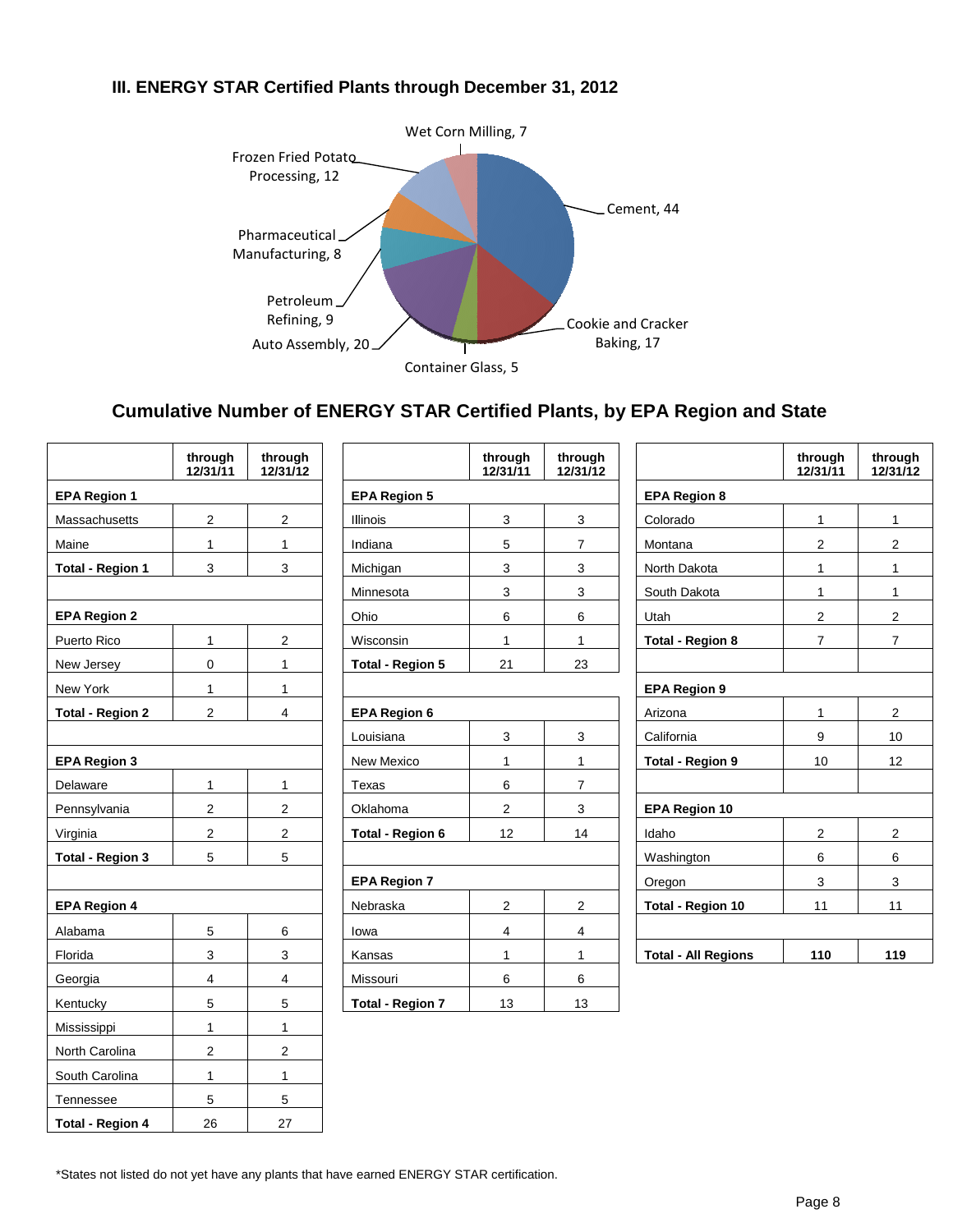### III. ENERGY STAR Certified Plants through December 31, 2012

Wet Corn Milling, 7

Frozen Fried Potato Processing, 12

Cement, 44

Pharmaceutical Manufacturing, 8

Petroleum Refining, 9

Cookie and Cracker Baking, 17

Auto Assembly, 20

Container Glass, 5

## Cumulative Number of ENERGY STAR Certified Plants, by EPA Region and State

| | through 12/31/11 | through 12/31/12 |
|---|---|---|
| **EPA Region 1** | | |
| Massachusetts | 2 | 2 |
| Maine | 1 | 1 |
| **Total - Region 1** | 3 | 3 |
| | | |
| **EPA Region 2** | | |
| Puerto Rico | 1 | 2 |
| New Jersey | 0 | 1 |
| New York | 1 | 1 |
| **Total - Region 2** | 2 | 4 |
| | | |
| **EPA Region 3** | | |
| Delaware | 1 | 1 |
| Pennsylvania | 2 | 2 |
| Virginia | 2 | 2 |
| **Total - Region 3** | 5 | 5 |
| | | |
| **EPA Region 4** | | |
| Alabama | 5 | 6 |
| Florida | 3 | 3 |
| Georgia | 4 | 4 |
| Kentucky | 5 | 5 |
| Mississippi | 1 | 1 |
| North Carolina | 2 | 2 |
| South Carolina | 1 | 1 |
| Tennessee | 5 | 5 |
| **Total - Region 4** | 26 | 27 |

| | through 12/31/11 | through 12/31/12 |
|---|---|---|
| **EPA Region 5** | | |
| Illinois | 3 | 3 |
| Indiana | 5 | 7 |
| Michigan | 3 | 3 |
| Minnesota | 3 | 3 |
| Ohio | 6 | 6 |
| Wisconsin | 1 | 1 |
| **Total - Region 5** | 21 | 23 |
| | | |
| **EPA Region 6** | | |
| Louisiana | 3 | 3 |
| New Mexico | 1 | 1 |
| Texas | 6 | 7 |
| Oklahoma | 2 | 3 |
| **Total - Region 6** | 12 | 14 |
| | | |
| **EPA Region 7** | | |
| Nebraska | 2 | 2 |
| Iowa | 4 | 4 |
| Kansas | 1 | 1 |
| Missouri | 6 | 6 |
| **Total - Region 7** | 13 | 13 |

| | through 12/31/11 | through 12/31/12 |
|---|---|---|
| **EPA Region 8** | | |
| Colorado | 1 | 1 |
| Montana | 2 | 2 |
| North Dakota | 1 | 1 |
| South Dakota | 1 | 1 |
| Utah | 2 | 2 |
| **Total - Region 8** | 7 | 7 |
| | | |
| **EPA Region 9** | | |
| Arizona | 1 | 2 |
| California | 9 | 10 |
| **Total - Region 9** | 10 | 12 |
| | | |
| **EPA Region 10** | | |
| Idaho | 2 | 2 |
| Washington | 6 | 6 |
| Oregon | 3 | 3 |
| **Total - Region 10** | 11 | 11 |
| | | |
| **Total - All Regions** | **110** | **119** |

*States not listed do not yet have any plants that have earned ENERGY STAR certification.